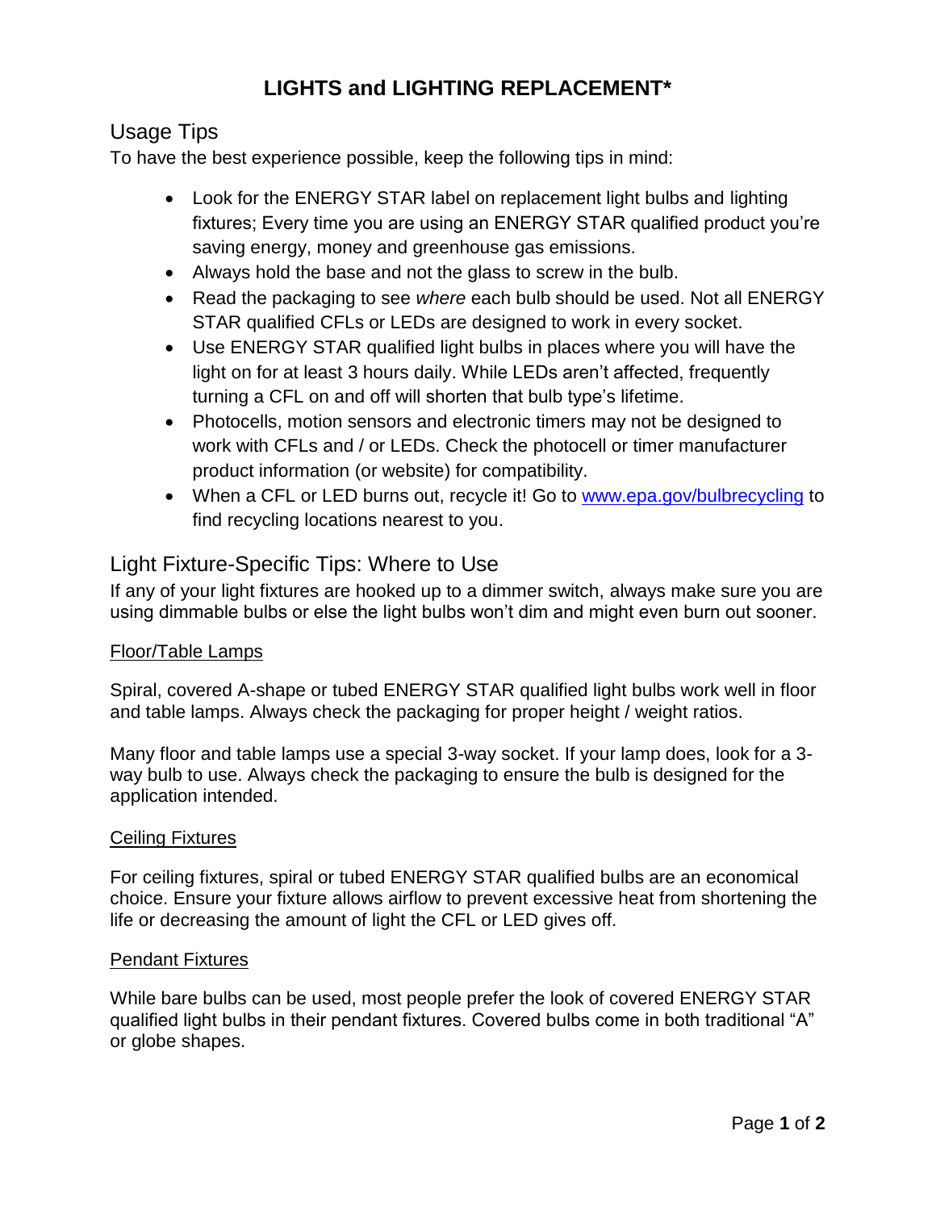# LIGHTS and LIGHTING REPLACEMENT*

## Usage Tips

To have the best experience possible, keep the following tips in mind:

- Look for the ENERGY STAR label on replacement light bulbs and lighting fixtures; Every time you are using an ENERGY STAR qualified product you're saving energy, money and greenhouse gas emissions.
- Always hold the base and not the glass to screw in the bulb.
- Read the packaging to see *where* each bulb should be used. Not all ENERGY STAR qualified CFLs or LEDs are designed to work in every socket.
- Use ENERGY STAR qualified light bulbs in places where you will have the light on for at least 3 hours daily. While LEDs aren't affected, frequently turning a CFL on and off will shorten that bulb type's lifetime.
- Photocells, motion sensors and electronic timers may not be designed to work with CFLs and / or LEDs. Check the photocell or timer manufacturer product information (or website) for compatibility.
- When a CFL or LED burns out, recycle it! Go to [www.epa.gov/bulbrecycling](http://www.epa.gov/bulbrecycling) to find recycling locations nearest to you.

## Light Fixture-Specific Tips: Where to Use

If any of your light fixtures are hooked up to a dimmer switch, always make sure you are using dimmable bulbs or else the light bulbs won't dim and might even burn out sooner.

### Floor/Table Lamps

Spiral, covered A-shape or tubed ENERGY STAR qualified light bulbs work well in floor and table lamps. Always check the packaging for proper height / weight ratios.

Many floor and table lamps use a special 3-way socket. If your lamp does, look for a 3-way bulb to use. Always check the packaging to ensure the bulb is designed for the application intended.

### Ceiling Fixtures

For ceiling fixtures, spiral or tubed ENERGY STAR qualified bulbs are an economical choice. Ensure your fixture allows airflow to prevent excessive heat from shortening the life or decreasing the amount of light the CFL or LED gives off.

### Pendant Fixtures

While bare bulbs can be used, most people prefer the look of covered ENERGY STAR qualified light bulbs in their pendant fixtures. Covered bulbs come in both traditional "A" or globe shapes.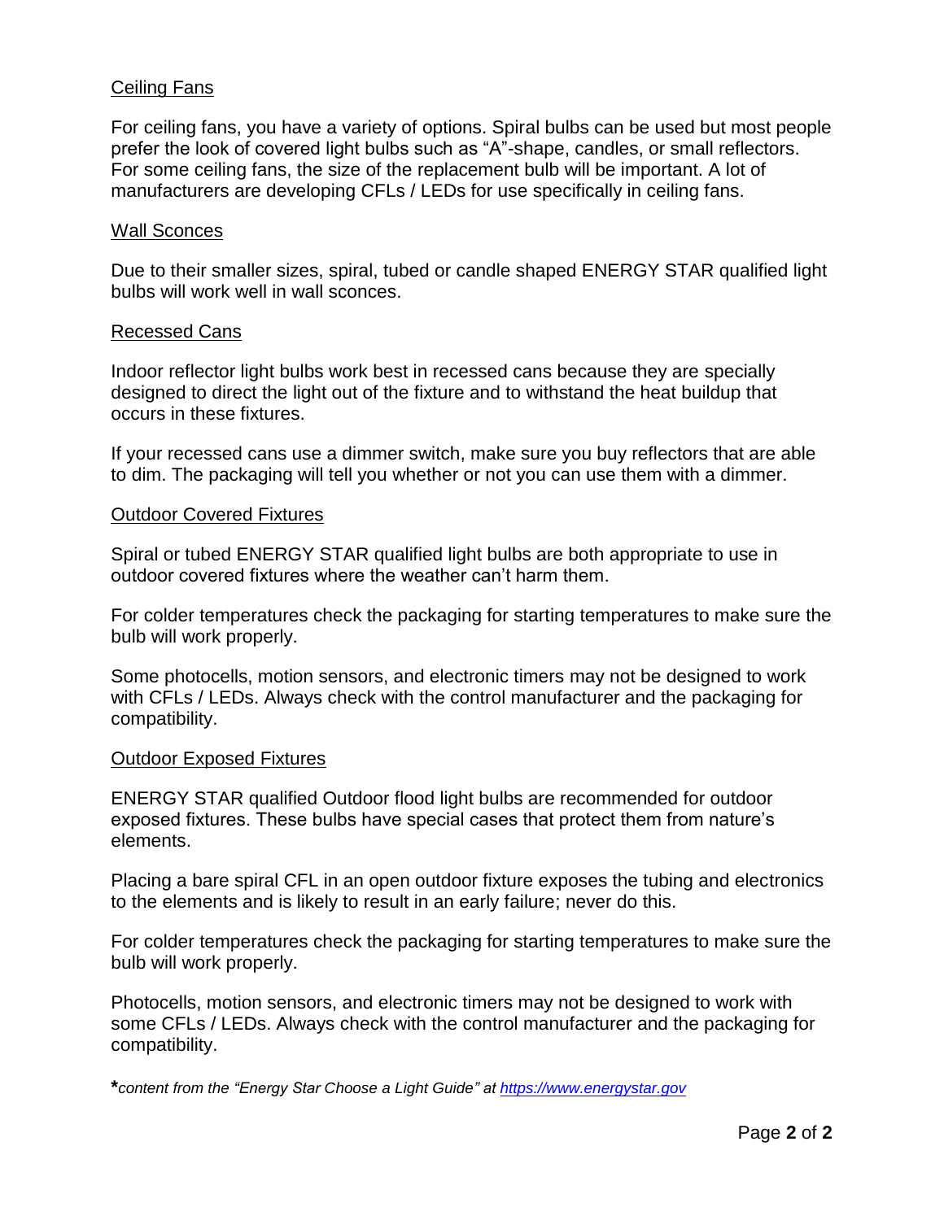## Ceiling Fans

For ceiling fans, you have a variety of options. Spiral bulbs can be used but most people prefer the look of covered light bulbs such as "A"-shape, candles, or small reflectors. For some ceiling fans, the size of the replacement bulb will be important. A lot of manufacturers are developing CFLs / LEDs for use specifically in ceiling fans.

## Wall Sconces

Due to their smaller sizes, spiral, tubed or candle shaped ENERGY STAR qualified light bulbs will work well in wall sconces.

## Recessed Cans

Indoor reflector light bulbs work best in recessed cans because they are specially designed to direct the light out of the fixture and to withstand the heat buildup that occurs in these fixtures.

If your recessed cans use a dimmer switch, make sure you buy reflectors that are able to dim. The packaging will tell you whether or not you can use them with a dimmer.

## Outdoor Covered Fixtures

Spiral or tubed ENERGY STAR qualified light bulbs are both appropriate to use in outdoor covered fixtures where the weather can't harm them.

For colder temperatures check the packaging for starting temperatures to make sure the bulb will work properly.

Some photocells, motion sensors, and electronic timers may not be designed to work with CFLs / LEDs. Always check with the control manufacturer and the packaging for compatibility.

## Outdoor Exposed Fixtures

ENERGY STAR qualified Outdoor flood light bulbs are recommended for outdoor exposed fixtures. These bulbs have special cases that protect them from nature's elements.

Placing a bare spiral CFL in an open outdoor fixture exposes the tubing and electronics to the elements and is likely to result in an early failure; never do this.

For colder temperatures check the packaging for starting temperatures to make sure the bulb will work properly.

Photocells, motion sensors, and electronic timers may not be designed to work with some CFLs / LEDs. Always check with the control manufacturer and the packaging for compatibility.

***content from the "Energy Star Choose a Light Guide" at [https://www.energystar.gov](https://www.energystar.gov)***